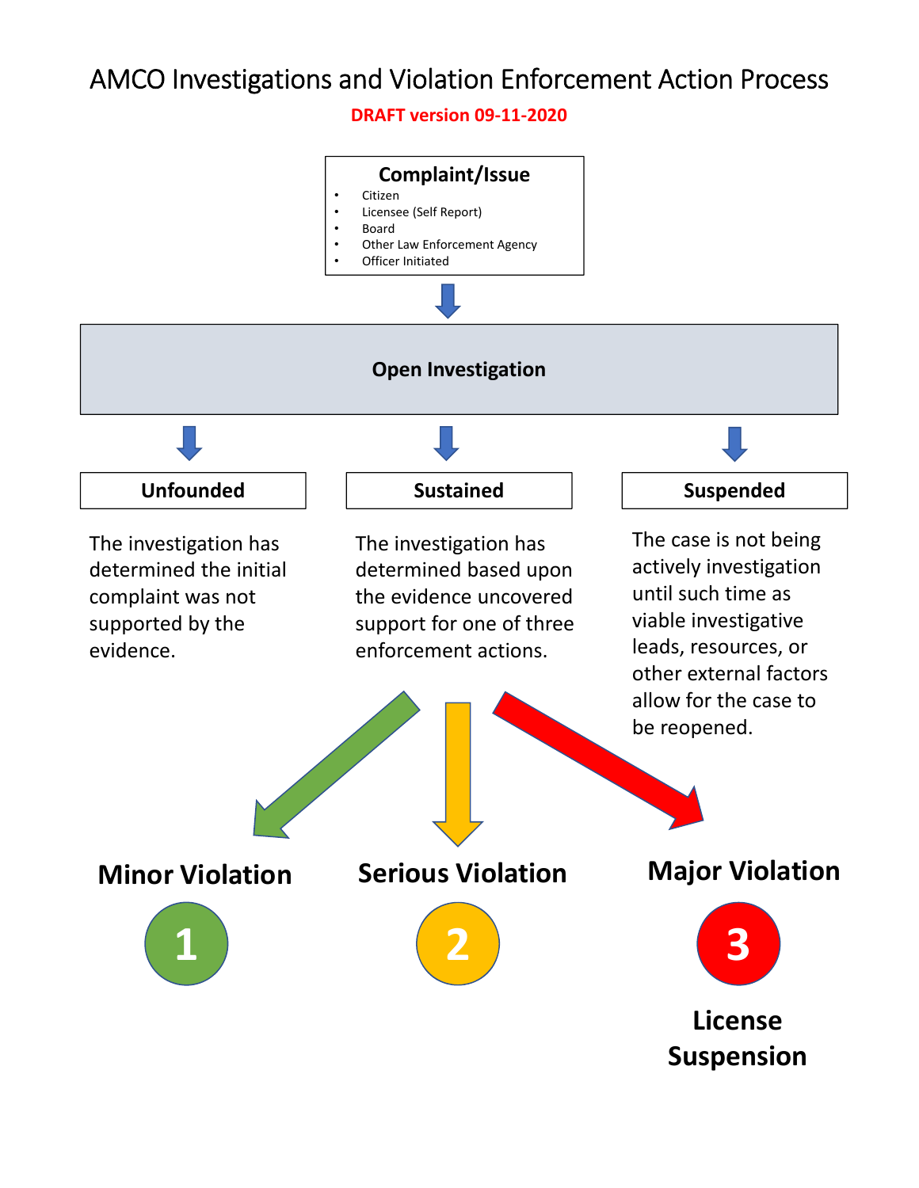# AMCO Investigations and Violation Enforcement Action Process

**DRAFT version 09-11-2020**

## Complaint/Issue

- Citizen
- Licensee (Self Report)
- Board
- Other Law Enforcement Agency
- Officer Initiated

## Open Investigation

### Unfounded

The investigation has determined the initial complaint was not supported by the evidence.

### Sustained

The investigation has determined based upon the evidence uncovered support for one of three enforcement actions.

### Suspended

The case is not being actively investigation until such time as viable investigative leads, resources, or other external factors allow for the case to be reopened.

**Minor Violation**

**1**

**Serious Violation**

**2**

**Major Violation**

**3**

**License Suspension**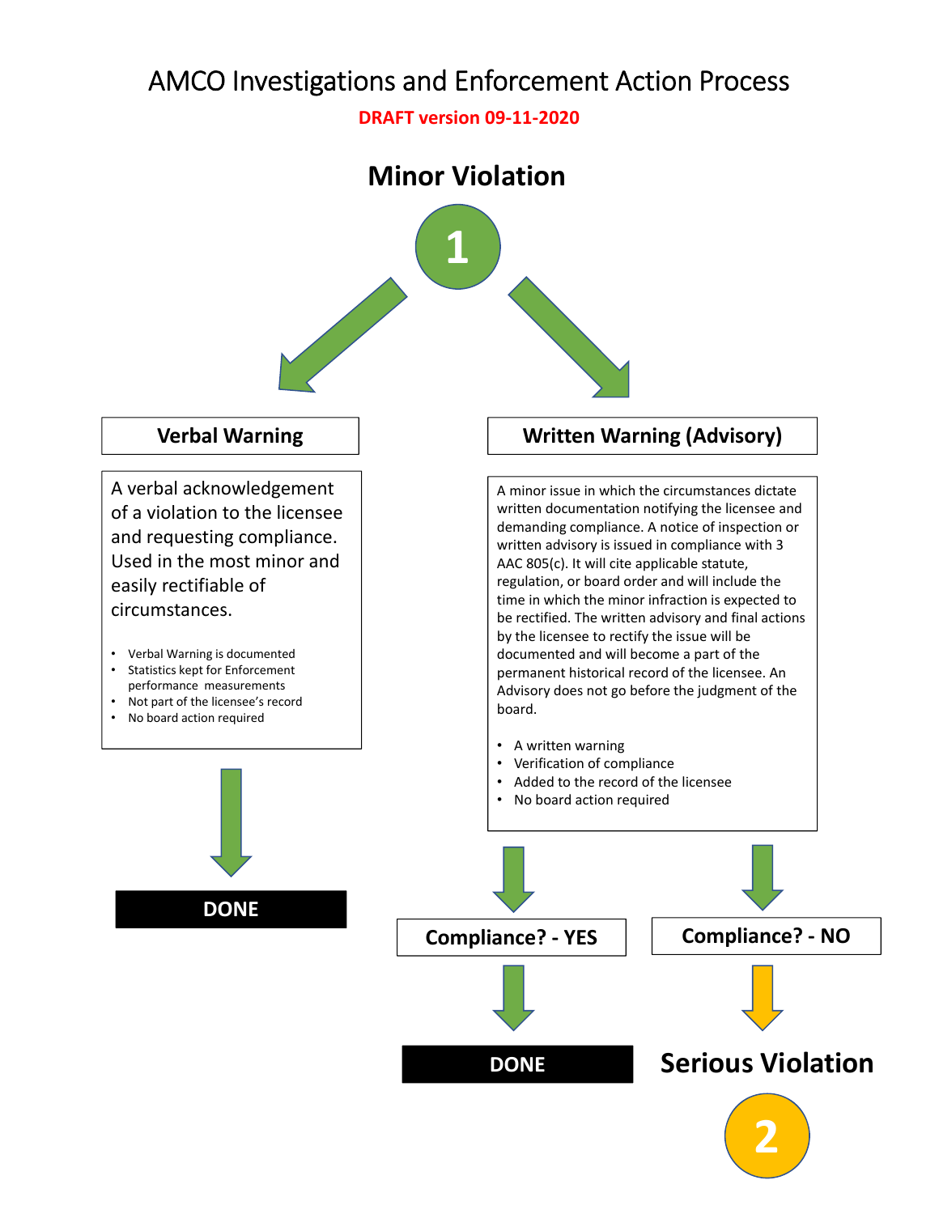# AMCO Investigations and Enforcement Action Process

**DRAFT version 09-11-2020**

## Minor Violation

**1**

### Verbal Warning

A verbal acknowledgement of a violation to the licensee and requesting compliance. Used in the most minor and easily rectifiable of circumstances.

- Verbal Warning is documented
- Statistics kept for Enforcement performance measurements
- Not part of the licensee's record
- No board action required

**DONE**

### Written Warning (Advisory)

A minor issue in which the circumstances dictate written documentation notifying the licensee and demanding compliance. A notice of inspection or written advisory is issued in compliance with 3 AAC 805(c). It will cite applicable statute, regulation, or board order and will include the time in which the minor infraction is expected to be rectified. The written advisory and final actions by the licensee to rectify the issue will be documented and will become a part of the permanent historical record of the licensee. An Advisory does not go before the judgment of the board.

- A written warning
- Verification of compliance
- Added to the record of the licensee
- No board action required

**Compliance? - YES**

**DONE**

**Compliance? - NO**

## Serious Violation

**2**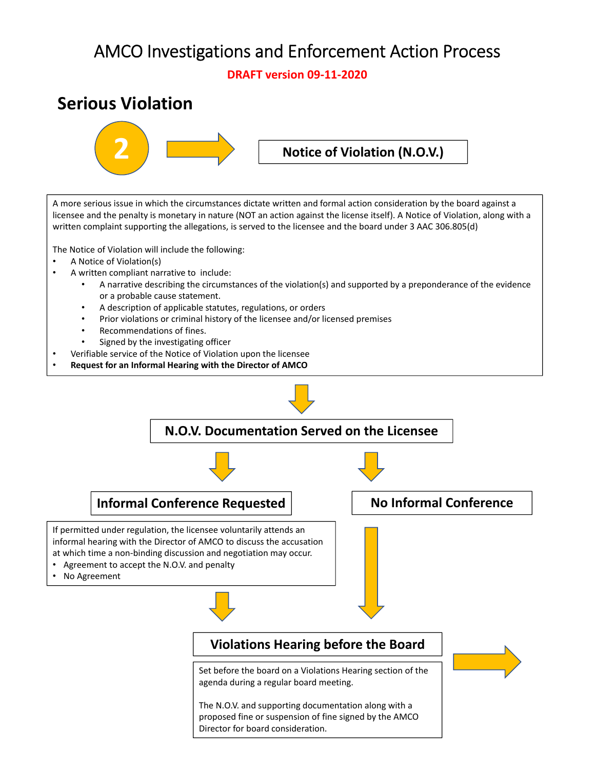# AMCO Investigations and Enforcement Action Process

**DRAFT version 09-11-2020**

## Serious Violation

**2** → **Notice of Violation (N.O.V.)**

A more serious issue in which the circumstances dictate written and formal action consideration by the board against a licensee and the penalty is monetary in nature (NOT an action against the license itself). A Notice of Violation, along with a written complaint supporting the allegations, is served to the licensee and the board under 3 AAC 306.805(d)

The Notice of Violation will include the following:

- A Notice of Violation(s)
- A written compliant narrative to include:
  - A narrative describing the circumstances of the violation(s) and supported by a preponderance of the evidence or a probable cause statement.
  - A description of applicable statutes, regulations, or orders
  - Prior violations or criminal history of the licensee and/or licensed premises
  - Recommendations of fines.
  - Signed by the investigating officer
- Verifiable service of the Notice of Violation upon the licensee
- **Request for an Informal Hearing with the Director of AMCO**

### N.O.V. Documentation Served on the Licensee

### Informal Conference Requested

If permitted under regulation, the licensee voluntarily attends an informal hearing with the Director of AMCO to discuss the accusation at which time a non-binding discussion and negotiation may occur.

- Agreement to accept the N.O.V. and penalty
- No Agreement

### No Informal Conference

### Violations Hearing before the Board

Set before the board on a Violations Hearing section of the agenda during a regular board meeting.

The N.O.V. and supporting documentation along with a proposed fine or suspension of fine signed by the AMCO Director for board consideration.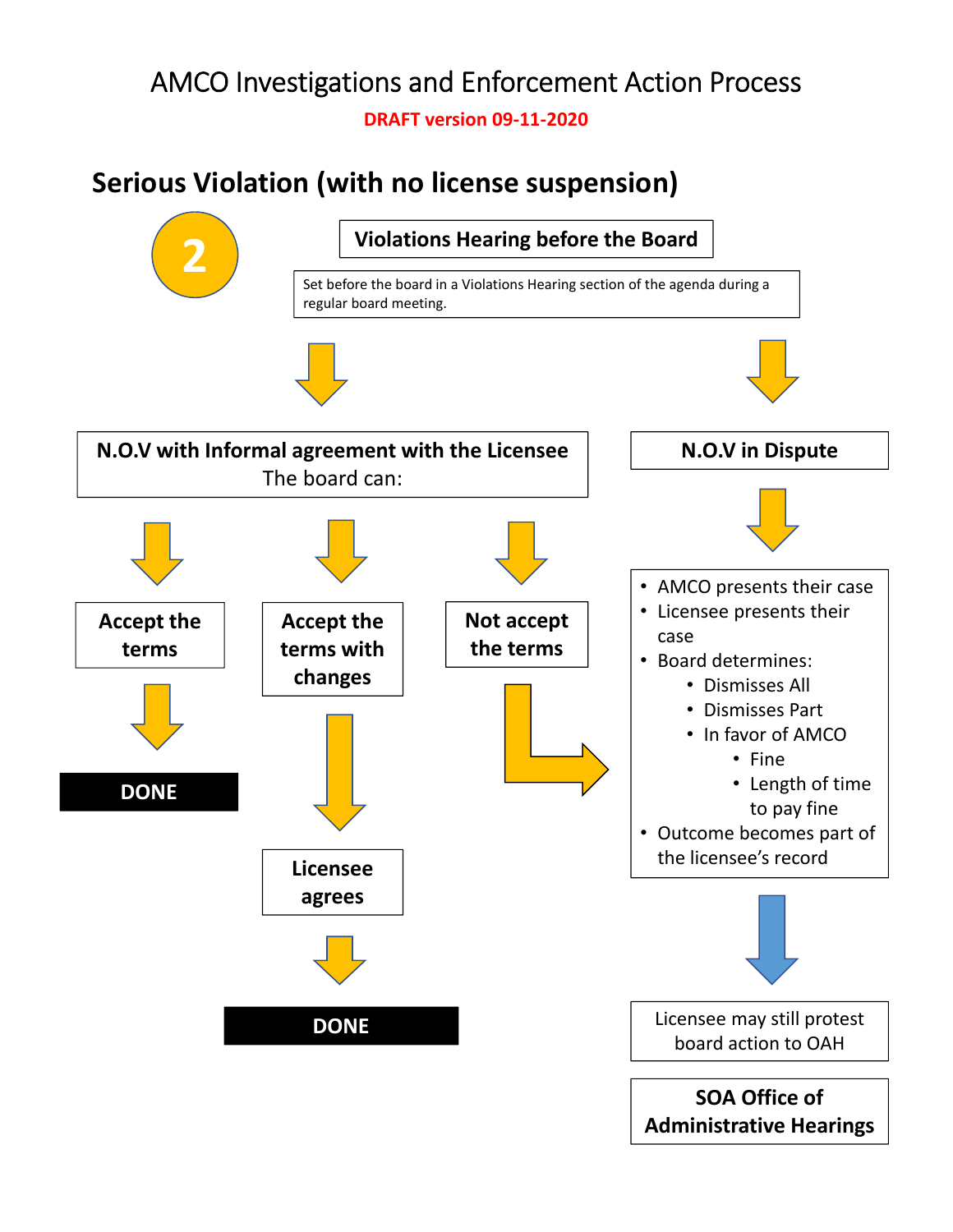# AMCO Investigations and Enforcement Action Process

**DRAFT version 09-11-2020**

## Serious Violation (with no license suspension)

**2**

**Violations Hearing before the Board**

Set before the board in a Violations Hearing section of the agenda during a regular board meeting.

**N.O.V with Informal agreement with the Licensee**
The board can:

- **Accept the terms**
  - **DONE**
- **Accept the terms with changes**
  - **Licensee agrees**
  - **DONE**
- **Not accept the terms** → (goes to N.O.V in Dispute process)

**N.O.V in Dispute**

- AMCO presents their case
- Licensee presents their case
- Board determines:
  - Dismisses All
  - Dismisses Part
  - In favor of AMCO
    - Fine
    - Length of time to pay fine
- Outcome becomes part of the licensee's record

Licensee may still protest board action to OAH

**SOA Office of Administrative Hearings**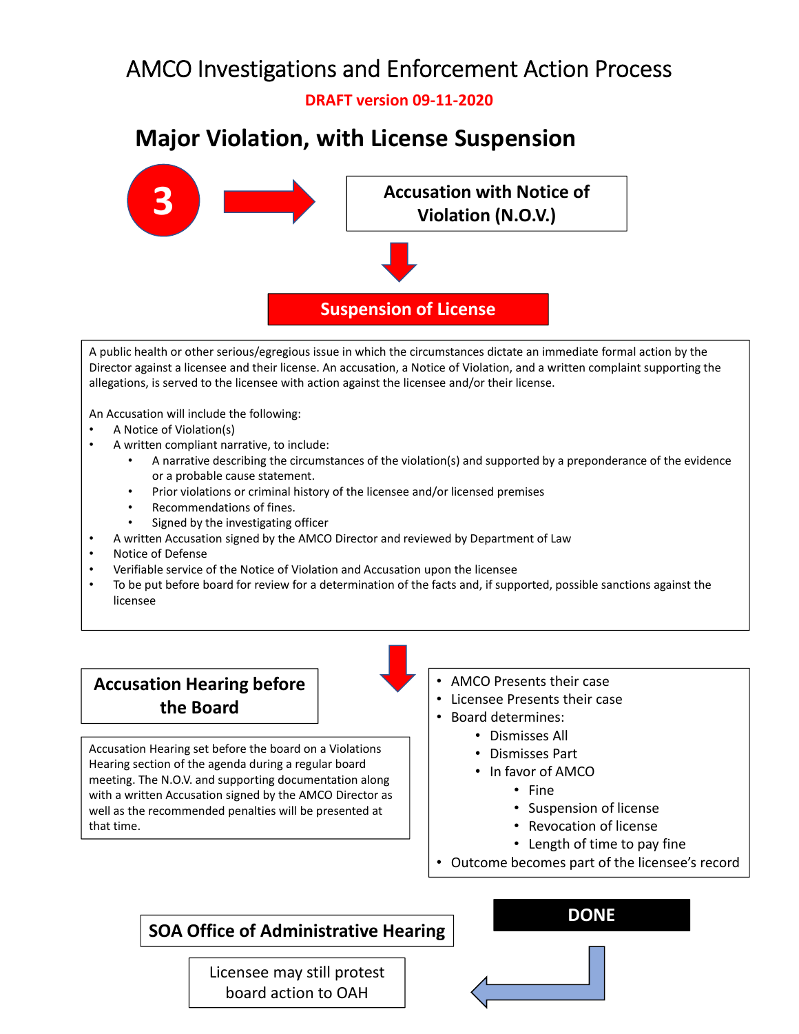# AMCO Investigations and Enforcement Action Process

**DRAFT version 09-11-2020**

## Major Violation, with License Suspension

**3** → **Accusation with Notice of Violation (N.O.V.)**

**Suspension of License**

A public health or other serious/egregious issue in which the circumstances dictate an immediate formal action by the Director against a licensee and their license. An accusation, a Notice of Violation, and a written complaint supporting the allegations, is served to the licensee with action against the licensee and/or their license.

An Accusation will include the following:

- A Notice of Violation(s)
- A written compliant narrative, to include:
  - A narrative describing the circumstances of the violation(s) and supported by a preponderance of the evidence or a probable cause statement.
  - Prior violations or criminal history of the licensee and/or licensed premises
  - Recommendations of fines.
  - Signed by the investigating officer
- A written Accusation signed by the AMCO Director and reviewed by Department of Law
- Notice of Defense
- Verifiable service of the Notice of Violation and Accusation upon the licensee
- To be put before board for review for a determination of the facts and, if supported, possible sanctions against the licensee

### Accusation Hearing before the Board

Accusation Hearing set before the board on a Violations Hearing section of the agenda during a regular board meeting. The N.O.V. and supporting documentation along with a written Accusation signed by the AMCO Director as well as the recommended penalties will be presented at that time.

- AMCO Presents their case
- Licensee Presents their case
- Board determines:
  - Dismisses All
  - Dismisses Part
  - In favor of AMCO
    - Fine
    - Suspension of license
    - Revocation of license
    - Length of time to pay fine
- Outcome becomes part of the licensee's record

**DONE**

### SOA Office of Administrative Hearing

Licensee may still protest board action to OAH